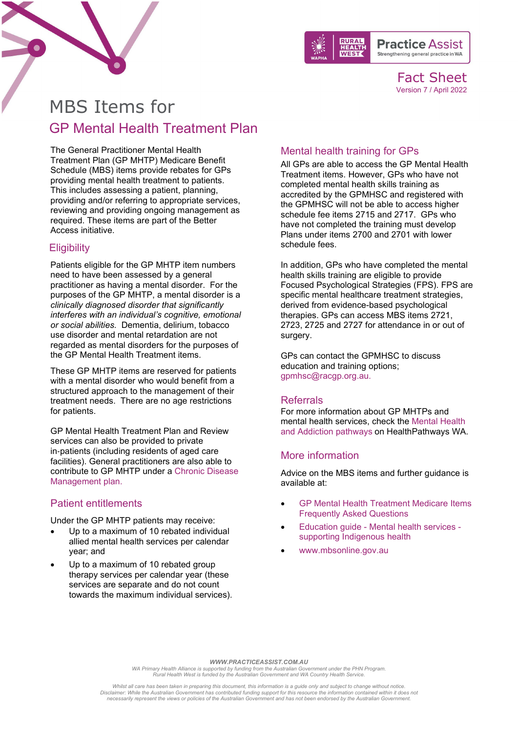Fact Sheet
Version 7 / April 2022

# MBS Items for
## GP Mental Health Treatment Plan

The General Practitioner Mental Health Treatment Plan (GP MHTP) Medicare Benefit Schedule (MBS) items provide rebates for GPs providing mental health treatment to patients. This includes assessing a patient, planning, providing and/or referring to appropriate services, reviewing and providing ongoing management as required. These items are part of the Better Access initiative.

### Eligibility

Patients eligible for the GP MHTP item numbers need to have been assessed by a general practitioner as having a mental disorder. For the purposes of the GP MHTP, a mental disorder is a *clinically diagnosed disorder that significantly interferes with an individual's cognitive, emotional or social abilities.* Dementia, delirium, tobacco use disorder and mental retardation are not regarded as mental disorders for the purposes of the GP Mental Health Treatment items.

These GP MHTP items are reserved for patients with a mental disorder who would benefit from a structured approach to the management of their treatment needs. There are no age restrictions for patients.

GP Mental Health Treatment Plan and Review services can also be provided to private in-patients (including residents of aged care facilities). General practitioners are also able to contribute to GP MHTP under a Chronic Disease Management plan.

### Patient entitlements

Under the GP MHTP patients may receive:

- Up to a maximum of 10 rebated individual allied mental health services per calendar year; and
- Up to a maximum of 10 rebated group therapy services per calendar year (these services are separate and do not count towards the maximum individual services).

### Mental health training for GPs

All GPs are able to access the GP Mental Health Treatment items. However, GPs who have not completed mental health skills training as accredited by the GPMHSC and registered with the GPMHSC will not be able to access higher schedule fee items 2715 and 2717. GPs who have not completed the training must develop Plans under items 2700 and 2701 with lower schedule fees.

In addition, GPs who have completed the mental health skills training are eligible to provide Focused Psychological Strategies (FPS). FPS are specific mental healthcare treatment strategies, derived from evidence-based psychological therapies. GPs can access MBS items 2721, 2723, 2725 and 2727 for attendance in or out of surgery.

GPs can contact the GPMHSC to discuss education and training options; gpmhsc@racgp.org.au.

### Referrals

For more information about GP MHTPs and mental health services, check the Mental Health and Addiction pathways on HealthPathways WA.

### More information

Advice on the MBS items and further guidance is available at:

- GP Mental Health Treatment Medicare Items Frequently Asked Questions
- Education guide - Mental health services - supporting Indigenous health
- www.mbsonline.gov.au

WWW.PRACTICEASSIST.COM.AU

*WA Primary Health Alliance is supported by funding from the Australian Government under the PHN Program. Rural Health West is funded by the Australian Government and WA Country Health Service.*

*Whilst all care has been taken in preparing this document, this information is a guide only and subject to change without notice. Disclaimer: While the Australian Government has contributed funding support for this resource the information contained within it does not necessarily represent the views or policies of the Australian Government and has not been endorsed by the Australian Government.*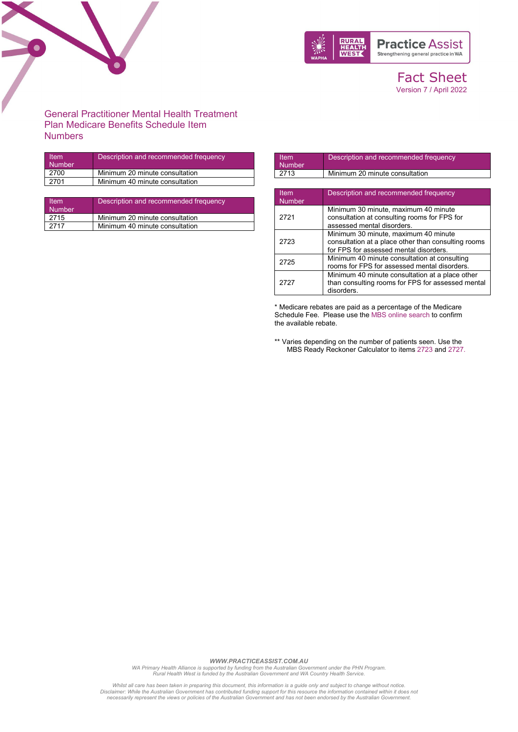Fact Sheet

Version 7 / April 2022

## General Practitioner Mental Health Treatment Plan Medicare Benefits Schedule Item Numbers

| Item Number | Description and recommended frequency |
|---|---|
| 2700 | Minimum 20 minute consultation |
| 2701 | Minimum 40 minute consultation |

| Item Number | Description and recommended frequency |
|---|---|
| 2715 | Minimum 20 minute consultation |
| 2717 | Minimum 40 minute consultation |

| Item Number | Description and recommended frequency |
|---|---|
| 2713 | Minimum 20 minute consultation |

| Item Number | Description and recommended frequency |
|---|---|
| 2721 | Minimum 30 minute, maximum 40 minute consultation at consulting rooms for FPS for assessed mental disorders. |
| 2723 | Minimum 30 minute, maximum 40 minute consultation at a place other than consulting rooms for FPS for assessed mental disorders. |
| 2725 | Minimum 40 minute consultation at consulting rooms for FPS for assessed mental disorders. |
| 2727 | Minimum 40 minute consultation at a place other than consulting rooms for FPS for assessed mental disorders. |

* Medicare rebates are paid as a percentage of the Medicare Schedule Fee. Please use the MBS online search to confirm the available rebate.

** Varies depending on the number of patients seen. Use the MBS Ready Reckoner Calculator to items 2723 and 2727.

*WWW.PRACTICEASSIST.COM.AU*

*WA Primary Health Alliance is supported by funding from the Australian Government under the PHN Program. Rural Health West is funded by the Australian Government and WA Country Health Service.*

*Whilst all care has been taken in preparing this document, this information is a guide only and subject to change without notice. Disclaimer: While the Australian Government has contributed funding support for this resource the information contained within it does not necessarily represent the views or policies of the Australian Government and has not been endorsed by the Australian Government.*